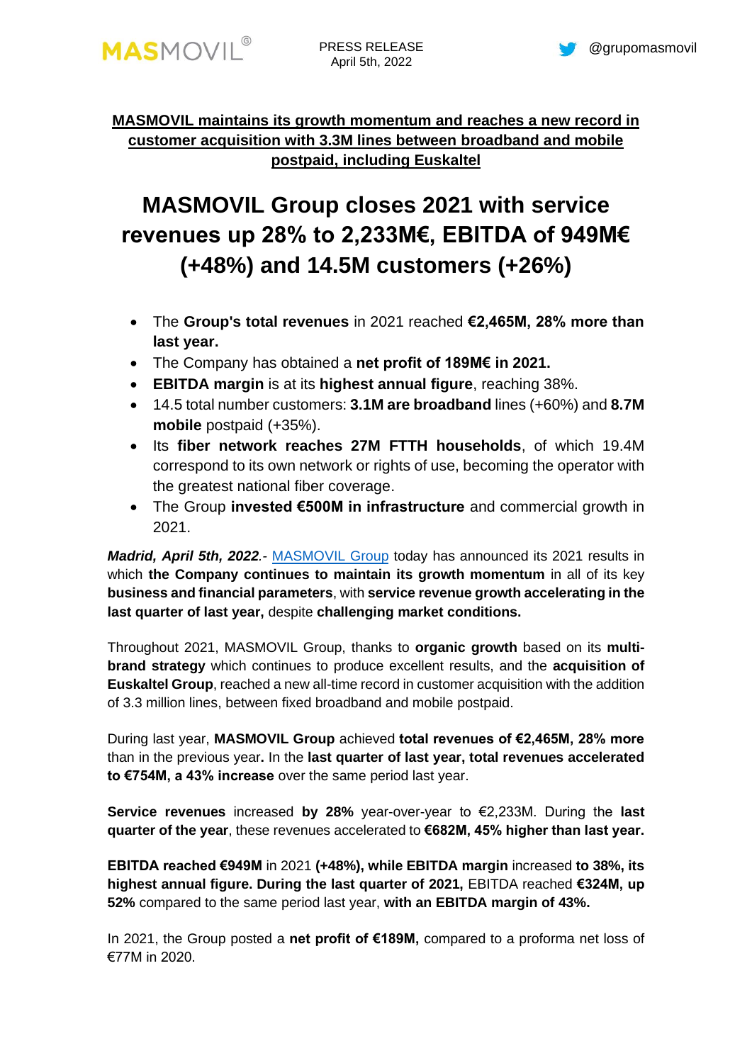PRESS RELEASE
April 5th, 2022

**MASMOVIL maintains its growth momentum and reaches a new record in customer acquisition with 3.3M lines between broadband and mobile postpaid, including Euskaltel**

# MASMOVIL Group closes 2021 with service revenues up 28% to 2,233M€, EBITDA of 949M€ (+48%) and 14.5M customers (+26%)

- The **Group's total revenues** in 2021 reached **€2,465M, 28% more than last year.**
- The Company has obtained a **net profit of 189M€ in 2021.**
- **EBITDA margin** is at its **highest annual figure**, reaching 38%.
- 14.5 total number customers: **3.1M are broadband** lines (+60%) and **8.7M mobile** postpaid (+35%).
- Its **fiber network reaches 27M FTTH households**, of which 19.4M correspond to its own network or rights of use, becoming the operator with the greatest national fiber coverage.
- The Group **invested €500M in infrastructure** and commercial growth in 2021.

***Madrid, April 5th, 2022***.- MASMOVIL Group today has announced its 2021 results in which **the Company continues to maintain its growth momentum** in all of its key **business and financial parameters**, with **service revenue growth accelerating in the last quarter of last year,** despite **challenging market conditions.**

Throughout 2021, MASMOVIL Group, thanks to **organic growth** based on its **multi-brand strategy** which continues to produce excellent results, and the **acquisition of Euskaltel Group**, reached a new all-time record in customer acquisition with the addition of 3.3 million lines, between fixed broadband and mobile postpaid.

During last year, **MASMOVIL Group** achieved **total revenues of €2,465M, 28% more** than in the previous year**.** In the **last quarter of last year, total revenues accelerated to €754M, a 43% increase** over the same period last year.

**Service revenues** increased **by 28%** year-over-year to €2,233M. During the **last quarter of the year**, these revenues accelerated to **€682M, 45% higher than last year.**

**EBITDA reached €949M** in 2021 **(+48%), while EBITDA margin** increased **to 38%, its highest annual figure. During the last quarter of 2021,** EBITDA reached **€324M, up 52%** compared to the same period last year, **with an EBITDA margin of 43%.**

In 2021, the Group posted a **net profit of €189M,** compared to a proforma net loss of €77M in 2020.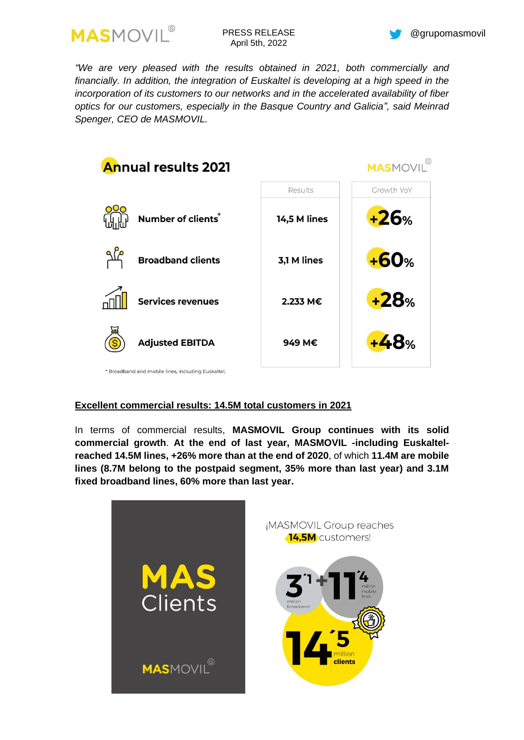*"We are very pleased with the results obtained in 2021, both commercially and financially. In addition, the integration of Euskaltel is developing at a high speed in the incorporation of its customers to our networks and in the accelerated availability of fiber optics for our customers, especially in the Basque Country and Galicia", said Meinrad Spenger, CEO de MASMOVIL.*

## Annual results 2021

| | Results | Growth YoY |
|---|---|---|
| **Number of clients*** | **14,5 M lines** | **+26%** |
| **Broadband clients** | **3,1 M lines** | **+60%** |
| **Services revenues** | **2.233 M€** | **+28%** |
| **Adjusted EBITDA** | **949 M€** | **+48%** |

\* Broadband and mobile lines, including Euskaltel.

**Excellent commercial results: 14.5M total customers in 2021**

In terms of commercial results, **MASMOVIL Group continues with its solid commercial growth**. **At the end of last year, MASMOVIL -including Euskaltel- reached 14.5M lines, +26% more than at the end of 2020**, of which **11.4M are mobile lines (8.7M belong to the postpaid segment, 35% more than last year) and 3.1M fixed broadband lines, 60% more than last year.**

MAS Clients

MASMOVIL

¡MASMOVIL Group reaches **14,5M** customers!

3´1 million broadband + 11´4 million mobile lines

14´5 million clients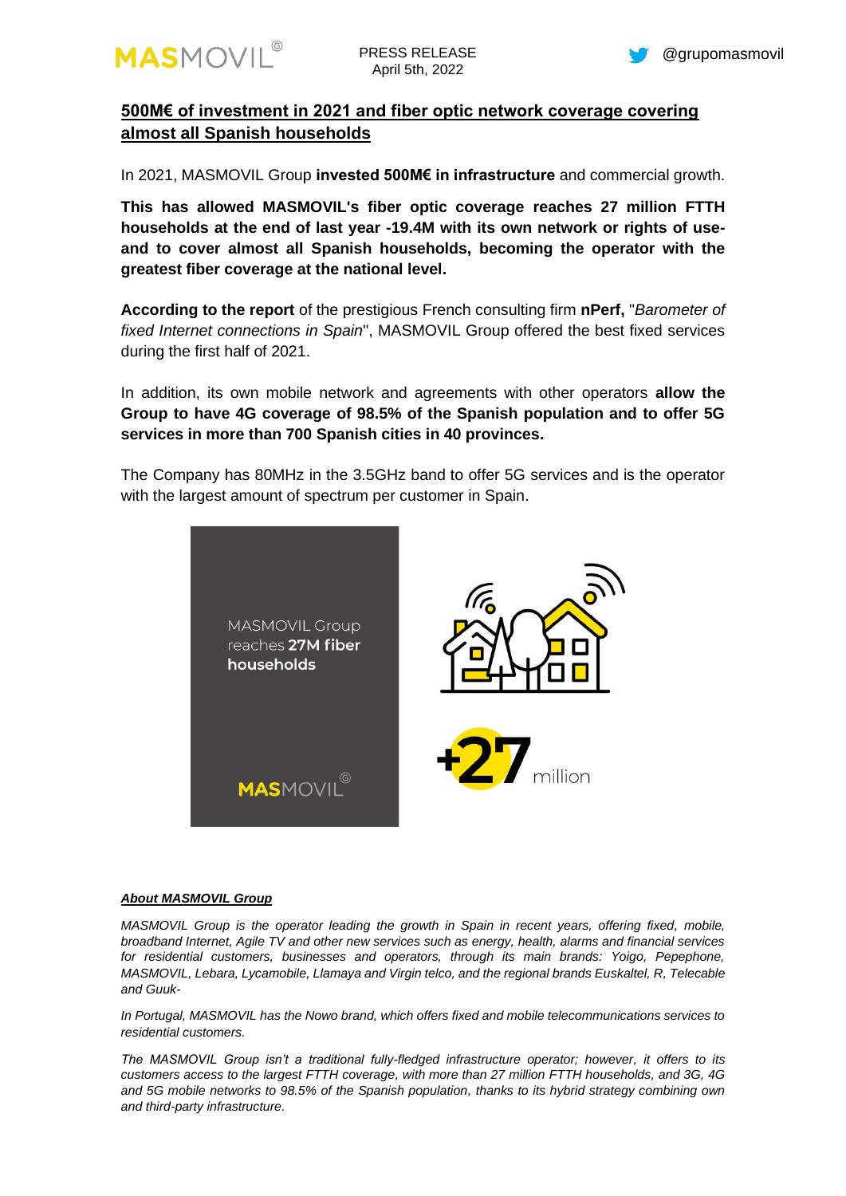PRESS RELEASE
April 5th, 2022

@grupomasmovil

## 500M€ of investment in 2021 and fiber optic network coverage covering almost all Spanish households

In 2021, MASMOVIL Group **invested 500M€ in infrastructure** and commercial growth.

**This has allowed MASMOVIL's fiber optic coverage reaches 27 million FTTH households at the end of last year -19.4M with its own network or rights of use- and to cover almost all Spanish households, becoming the operator with the greatest fiber coverage at the national level.**

**According to the report** of the prestigious French consulting firm **nPerf,** "*Barometer of fixed Internet connections in Spain*", MASMOVIL Group offered the best fixed services during the first half of 2021.

In addition, its own mobile network and agreements with other operators **allow the Group to have 4G coverage of 98.5% of the Spanish population and to offer 5G services in more than 700 Spanish cities in 40 provinces.**

The Company has 80MHz in the 3.5GHz band to offer 5G services and is the operator with the largest amount of spectrum per customer in Spain.

MASMOVIL Group reaches **27M fiber households**

+27 million

### ***About MASMOVIL Group***

*MASMOVIL Group is the operator leading the growth in Spain in recent years, offering fixed, mobile, broadband Internet, Agile TV and other new services such as energy, health, alarms and financial services for residential customers, businesses and operators, through its main brands: Yoigo, Pepephone, MASMOVIL, Lebara, Lycamobile, Llamaya and Virgin telco, and the regional brands Euskaltel, R, Telecable and Guuk-*

*In Portugal, MASMOVIL has the Nowo brand, which offers fixed and mobile telecommunications services to residential customers.*

*The MASMOVIL Group isn't a traditional fully-fledged infrastructure operator; however, it offers to its customers access to the largest FTTH coverage, with more than 27 million FTTH households, and 3G, 4G and 5G mobile networks to 98.5% of the Spanish population, thanks to its hybrid strategy combining own and third-party infrastructure.*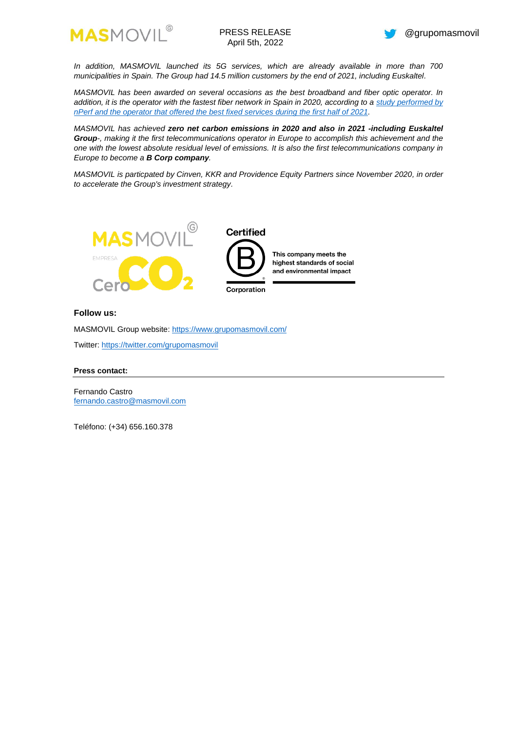*In addition, MASMOVIL launched its 5G services, which are already available in more than 700 municipalities in Spain. The Group had 14.5 million customers by the end of 2021, including Euskaltel.*

*MASMOVIL has been awarded on several occasions as the best broadband and fiber optic operator. In addition, it is the operator with the fastest fiber network in Spain in 2020, according to a study performed by nPerf and the operator that offered the best fixed services during the first half of 2021.*

*MASMOVIL has achieved **zero net carbon emissions in 2020 and also in 2021 -including Euskaltel Group-**, making it the first telecommunications operator in Europe to accomplish this achievement and the one with the lowest absolute residual level of emissions. It is also the first telecommunications company in Europe to become a **B Corp company**.*

*MASMOVIL is particpated by Cinven, KKR and Providence Equity Partners since November 2020, in order to accelerate the Group's investment strategy.*

**Follow us:**

MASMOVIL Group website: https://www.grupomasmovil.com/

Twitter: https://twitter.com/grupomasmovil

**Press contact:**

Fernando Castro
fernando.castro@masmovil.com

Teléfono: (+34) 656.160.378